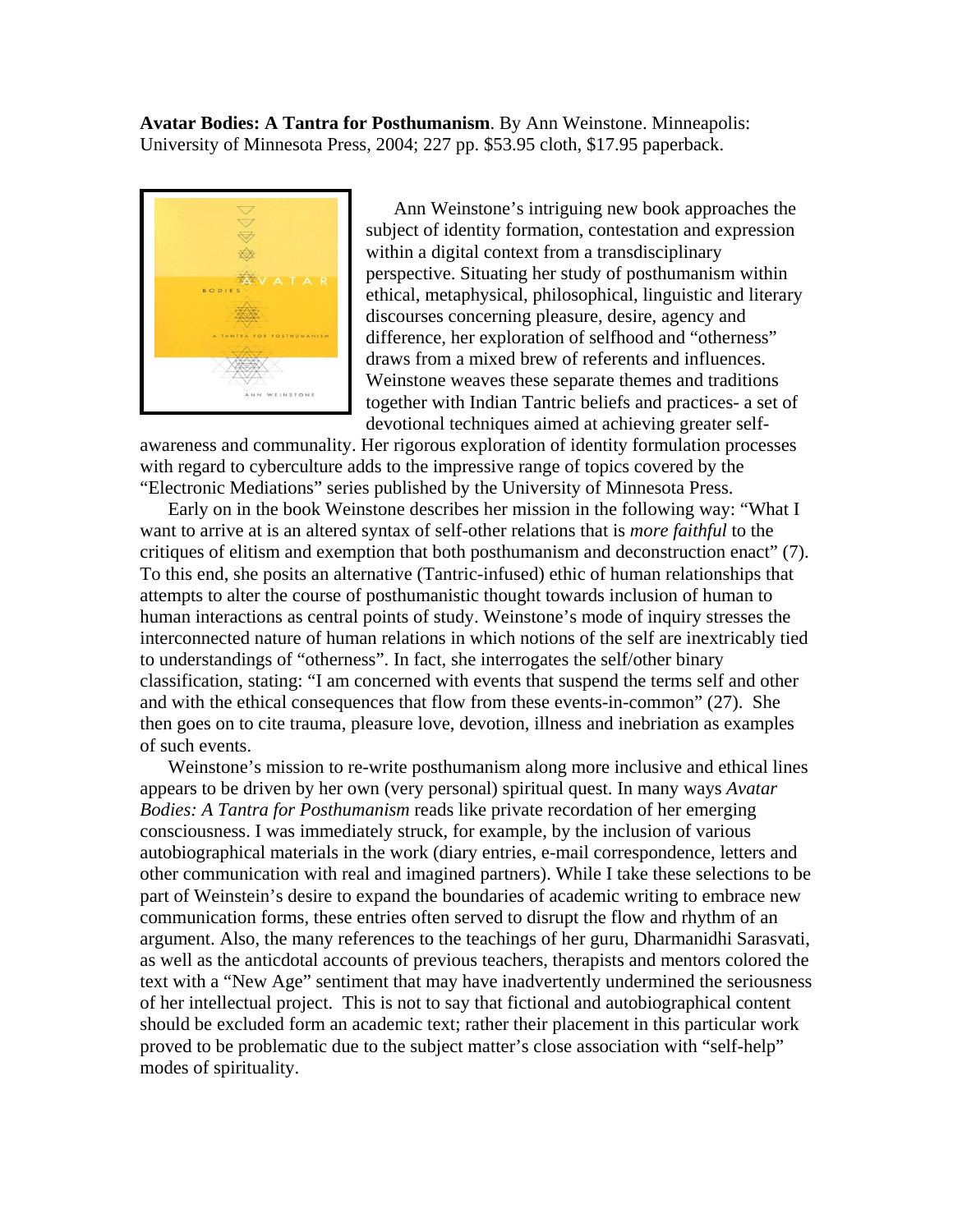**Avatar Bodies: A Tantra for Posthumanism**. By Ann Weinstone. Minneapolis: University of Minnesota Press, 2004; 227 pp. $53.95 cloth, $17.95 paperback.

Ann Weinstone's intriguing new book approaches the subject of identity formation, contestation and expression within a digital context from a transdisciplinary perspective. Situating her study of posthumanism within ethical, metaphysical, philosophical, linguistic and literary discourses concerning pleasure, desire, agency and difference, her exploration of selfhood and "otherness" draws from a mixed brew of referents and influences. Weinstone weaves these separate themes and traditions together with Indian Tantric beliefs and practices- a set of devotional techniques aimed at achieving greater self-awareness and communality. Her rigorous exploration of identity formulation processes with regard to cyberculture adds to the impressive range of topics covered by the "Electronic Mediations" series published by the University of Minnesota Press.

Early on in the book Weinstone describes her mission in the following way: "What I want to arrive at is an altered syntax of self-other relations that is *more faithful* to the critiques of elitism and exemption that both posthumanism and deconstruction enact" (7). To this end, she posits an alternative (Tantric-infused) ethic of human relationships that attempts to alter the course of posthumanistic thought towards inclusion of human to human interactions as central points of study. Weinstone's mode of inquiry stresses the interconnected nature of human relations in which notions of the self are inextricably tied to understandings of "otherness". In fact, she interrogates the self/other binary classification, stating: "I am concerned with events that suspend the terms self and other and with the ethical consequences that flow from these events-in-common" (27). She then goes on to cite trauma, pleasure love, devotion, illness and inebriation as examples of such events.

Weinstone's mission to re-write posthumanism along more inclusive and ethical lines appears to be driven by her own (very personal) spiritual quest. In many ways *Avatar Bodies: A Tantra for Posthumanism* reads like private recordation of her emerging consciousness. I was immediately struck, for example, by the inclusion of various autobiographical materials in the work (diary entries, e-mail correspondence, letters and other communication with real and imagined partners). While I take these selections to be part of Weinstein's desire to expand the boundaries of academic writing to embrace new communication forms, these entries often served to disrupt the flow and rhythm of an argument. Also, the many references to the teachings of her guru, Dharmanidhi Sarasvati, as well as the anticdotal accounts of previous teachers, therapists and mentors colored the text with a "New Age" sentiment that may have inadvertently undermined the seriousness of her intellectual project. This is not to say that fictional and autobiographical content should be excluded form an academic text; rather their placement in this particular work proved to be problematic due to the subject matter's close association with "self-help" modes of spirituality.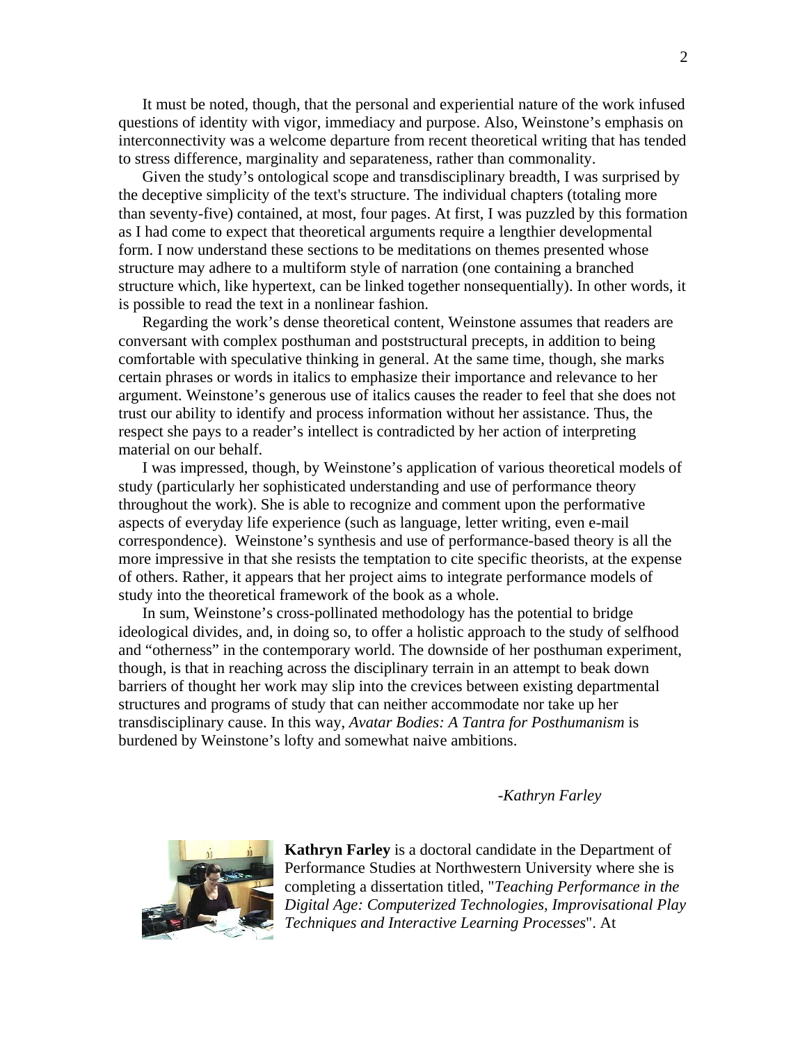It must be noted, though, that the personal and experiential nature of the work infused questions of identity with vigor, immediacy and purpose. Also, Weinstone's emphasis on interconnectivity was a welcome departure from recent theoretical writing that has tended to stress difference, marginality and separateness, rather than commonality.

Given the study's ontological scope and transdisciplinary breadth, I was surprised by the deceptive simplicity of the text's structure. The individual chapters (totaling more than seventy-five) contained, at most, four pages. At first, I was puzzled by this formation as I had come to expect that theoretical arguments require a lengthier developmental form. I now understand these sections to be meditations on themes presented whose structure may adhere to a multiform style of narration (one containing a branched structure which, like hypertext, can be linked together nonsequentially). In other words, it is possible to read the text in a nonlinear fashion.

Regarding the work's dense theoretical content, Weinstone assumes that readers are conversant with complex posthuman and poststructural precepts, in addition to being comfortable with speculative thinking in general. At the same time, though, she marks certain phrases or words in italics to emphasize their importance and relevance to her argument. Weinstone's generous use of italics causes the reader to feel that she does not trust our ability to identify and process information without her assistance. Thus, the respect she pays to a reader's intellect is contradicted by her action of interpreting material on our behalf.

I was impressed, though, by Weinstone's application of various theoretical models of study (particularly her sophisticated understanding and use of performance theory throughout the work). She is able to recognize and comment upon the performative aspects of everyday life experience (such as language, letter writing, even e-mail correspondence). Weinstone's synthesis and use of performance-based theory is all the more impressive in that she resists the temptation to cite specific theorists, at the expense of others. Rather, it appears that her project aims to integrate performance models of study into the theoretical framework of the book as a whole.

In sum, Weinstone's cross-pollinated methodology has the potential to bridge ideological divides, and, in doing so, to offer a holistic approach to the study of selfhood and "otherness" in the contemporary world. The downside of her posthuman experiment, though, is that in reaching across the disciplinary terrain in an attempt to beak down barriers of thought her work may slip into the crevices between existing departmental structures and programs of study that can neither accommodate nor take up her transdisciplinary cause. In this way, *Avatar Bodies: A Tantra for Posthumanism* is burdened by Weinstone's lofty and somewhat naive ambitions.

*-Kathryn Farley*

**Kathryn Farley** is a doctoral candidate in the Department of Performance Studies at Northwestern University where she is completing a dissertation titled, "*Teaching Performance in the Digital Age: Computerized Technologies, Improvisational Play Techniques and Interactive Learning Processes*". At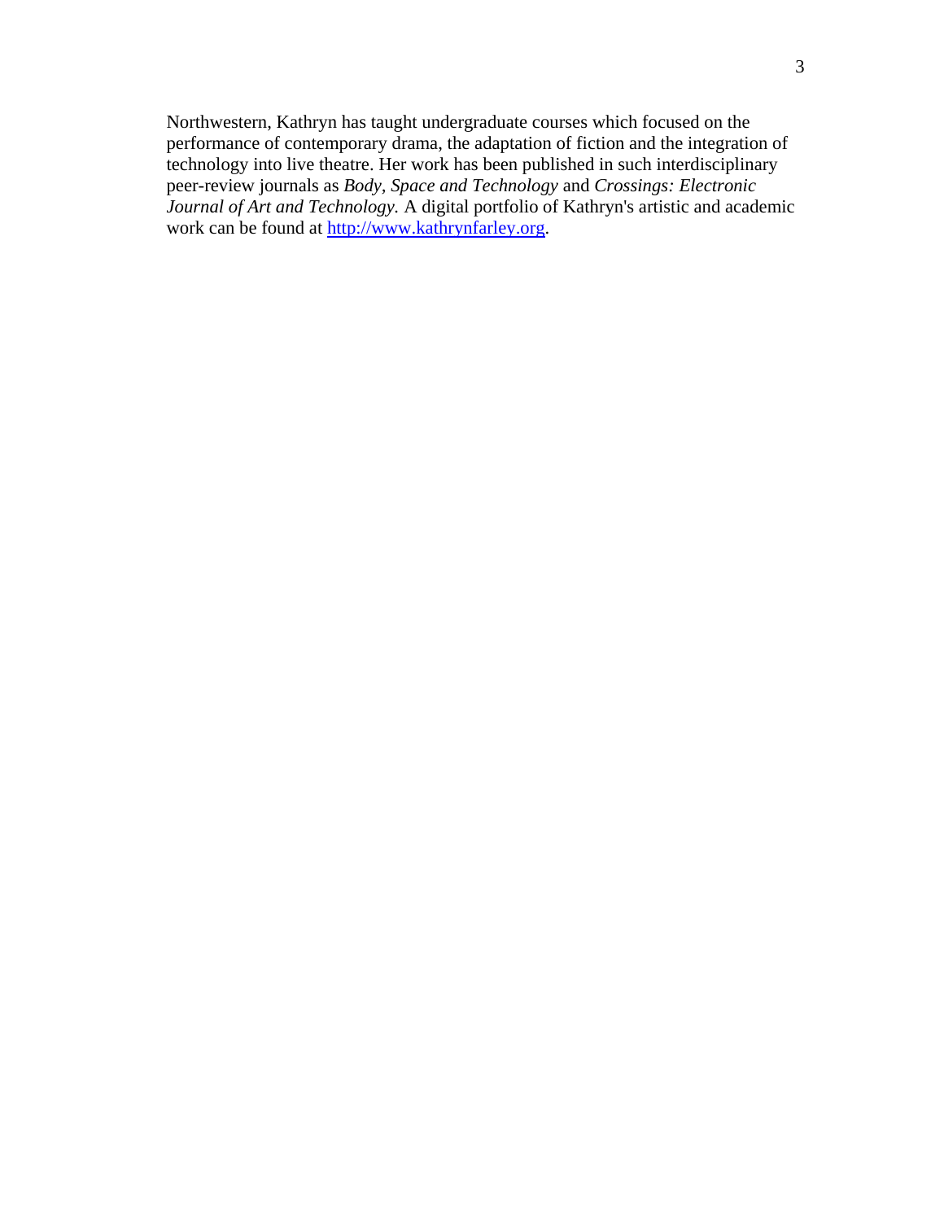Northwestern, Kathryn has taught undergraduate courses which focused on the performance of contemporary drama, the adaptation of fiction and the integration of technology into live theatre. Her work has been published in such interdisciplinary peer-review journals as *Body, Space and Technology* and *Crossings: Electronic Journal of Art and Technology.* A digital portfolio of Kathryn's artistic and academic work can be found at [http://www.kathrynfarley.org](http://www.kathrynfarley.org).